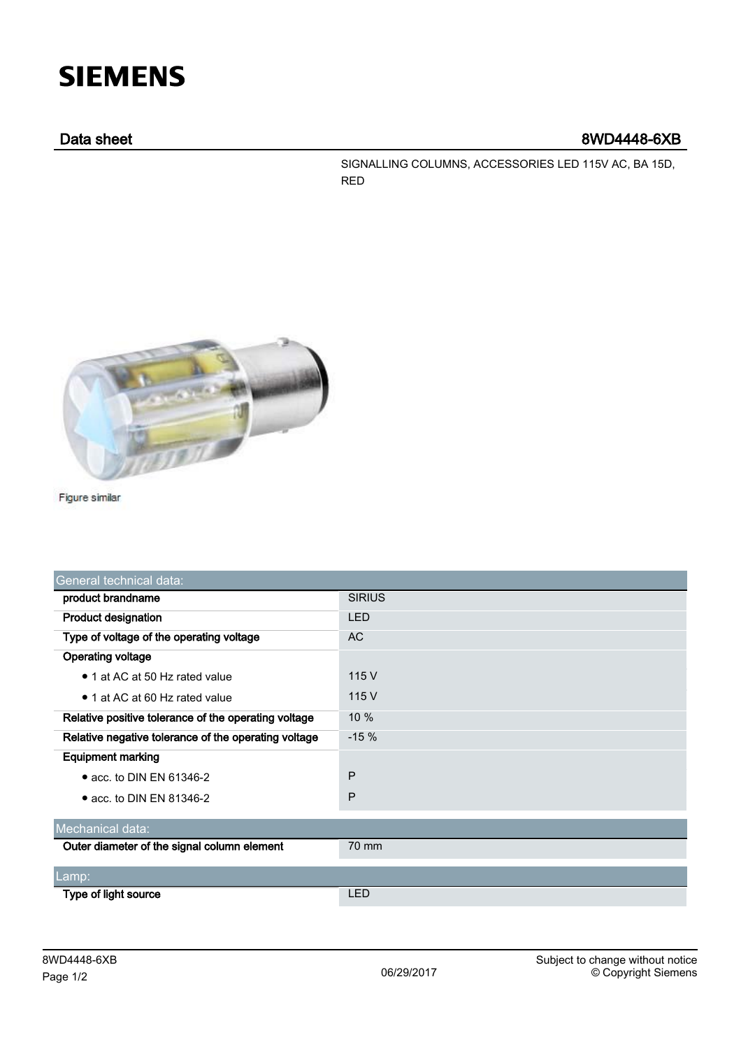# SIEMENS

## Data sheet 8WD4448-6XB

SIGNALLING COLUMNS, ACCESSORIES LED 115V AC, BA 15D, RED

Figure similar

| General technical data: | |
|---|---|
| **product brandname** | SIRIUS |
| **Product designation** | LED |
| **Type of voltage of the operating voltage** | AC |
| **Operating voltage** | |
| • 1 at AC at 50 Hz rated value | 115 V |
| • 1 at AC at 60 Hz rated value | 115 V |
| **Relative positive tolerance of the operating voltage** | 10 % |
| **Relative negative tolerance of the operating voltage** | -15 % |
| **Equipment marking** | |
| • acc. to DIN EN 61346-2 | P |
| • acc. to DIN EN 81346-2 | P |

| Mechanical data: | |
|---|---|
| **Outer diameter of the signal column element** | 70 mm |

| Lamp: | |
|---|---|
| **Type of light source** | LED |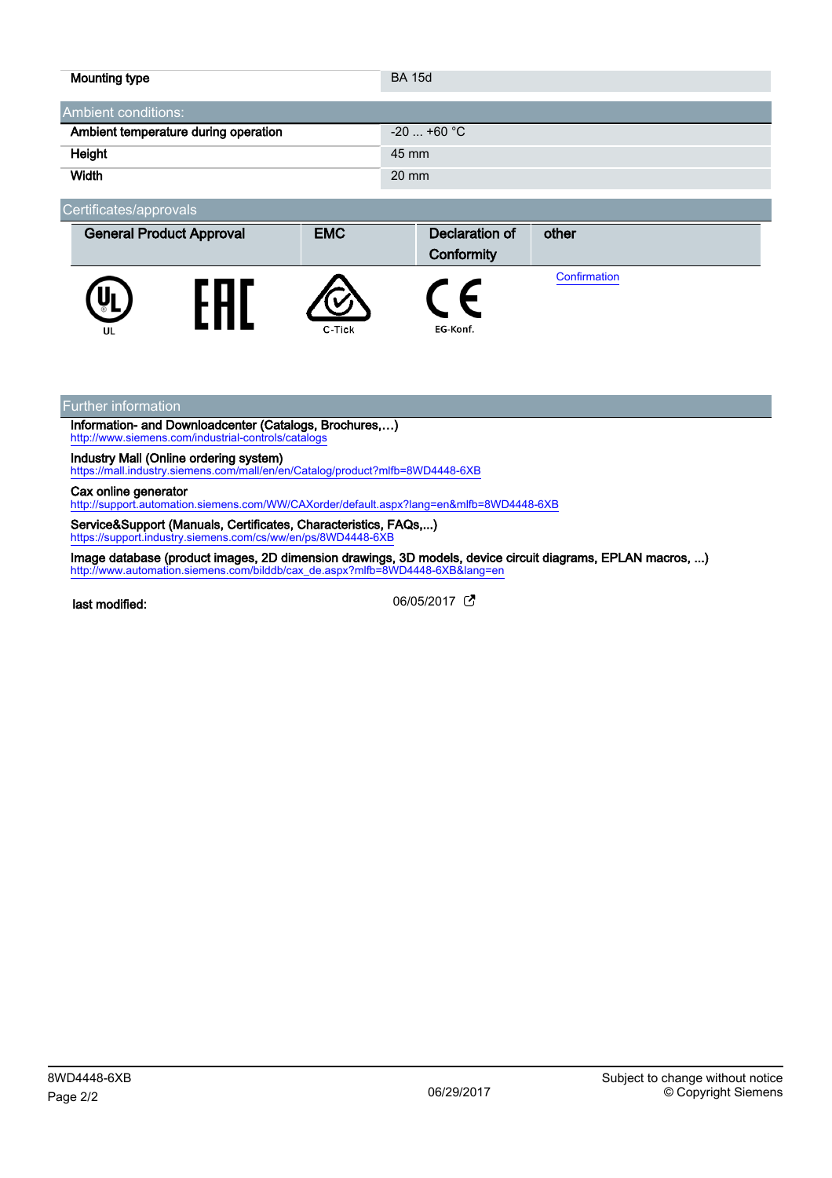| | |
|---|---|
| Mounting type | BA 15d |

## Ambient conditions:

| | |
|---|---|
| Ambient temperature during operation | -20 ... +60 °C |
| Height | 45 mm |
| Width | 20 mm |

## Certificates/approvals

| General Product Approval | | EMC | Declaration of Conformity | other |
|---|---|---|---|---|
| UL | EAC | C-Tick | EG-Konf. | Confirmation |

## Further information

**Information- and Downloadcenter (Catalogs, Brochures,…)**
http://www.siemens.com/industrial-controls/catalogs

**Industry Mall (Online ordering system)**
https://mall.industry.siemens.com/mall/en/en/Catalog/product?mlfb=8WD4448-6XB

**Cax online generator**
http://support.automation.siemens.com/WW/CAXorder/default.aspx?lang=en&mlfb=8WD4448-6XB

**Service&Support (Manuals, Certificates, Characteristics, FAQs,...)**
https://support.industry.siemens.com/cs/ww/en/ps/8WD4448-6XB

**Image database (product images, 2D dimension drawings, 3D models, device circuit diagrams, EPLAN macros, ...)**
http://www.automation.siemens.com/bilddb/cax_de.aspx?mlfb=8WD4448-6XB&lang=en

**last modified:** 06/05/2017